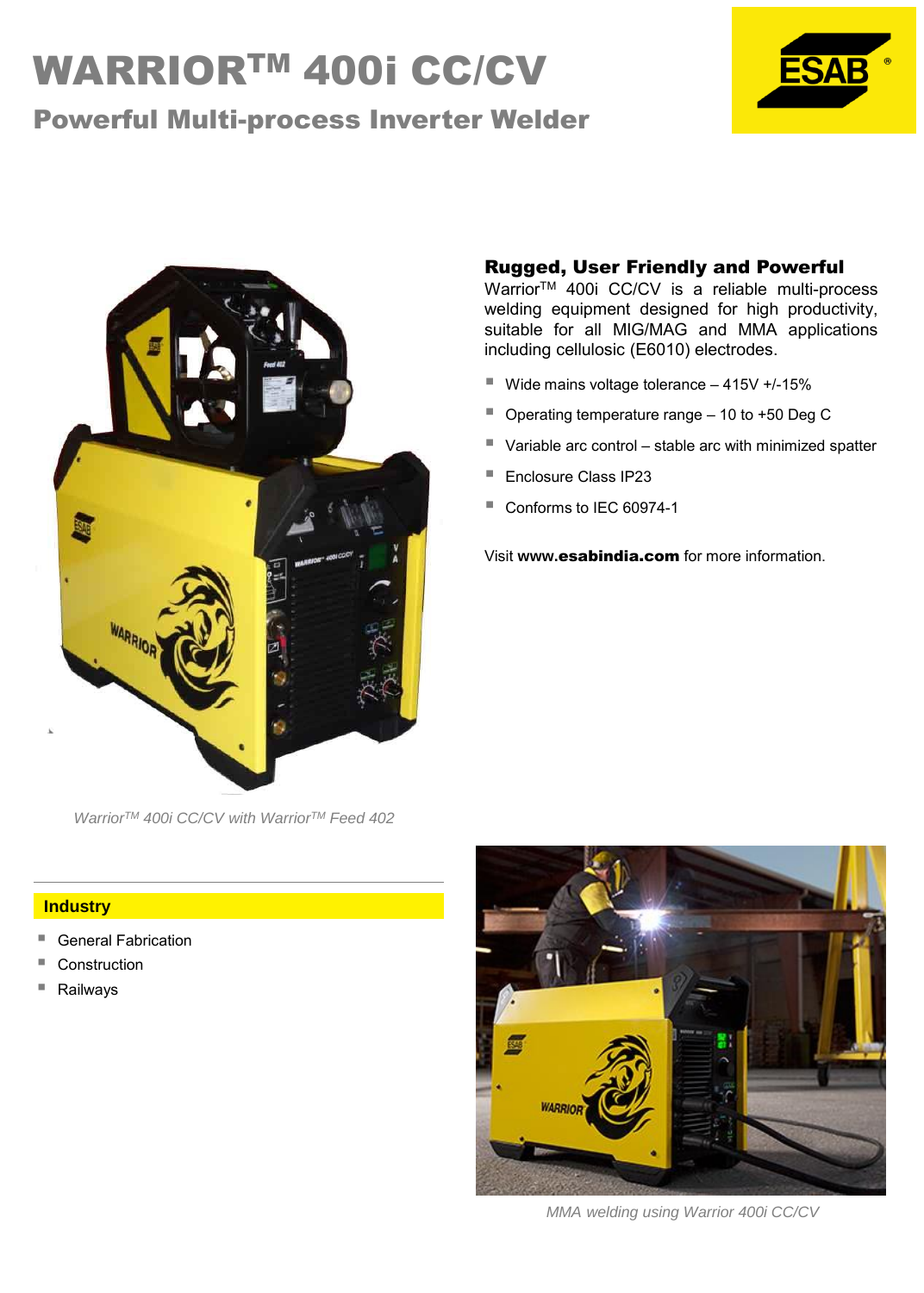# WARRIOR™ 400i CC/CV

## Powerful Multi-process Inverter Welder

Warrior™ 400i CC/CV with Warrior™ Feed 402

### Rugged, User Friendly and Powerful

Warrior™ 400i CC/CV is a reliable multi-process welding equipment designed for high productivity, suitable for all MIG/MAG and MMA applications including cellulosic (E6010) electrodes.

- Wide mains voltage tolerance – 415V +/-15%
- Operating temperature range – 10 to +50 Deg C
- Variable arc control – stable arc with minimized spatter
- Enclosure Class IP23
- Conforms to IEC 60974-1

Visit www.**esabindia.com** for more information.

### Industry

- General Fabrication
- Construction
- Railways

MMA welding using Warrior 400i CC/CV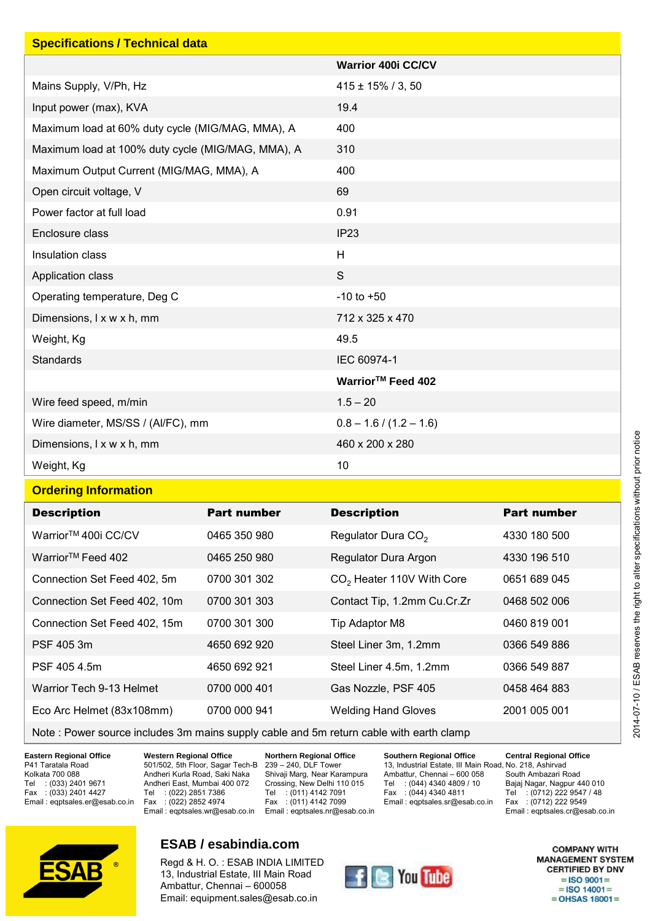## Specifications / Technical data

| | Warrior 400i CC/CV |
|---|---|
| Mains Supply, V/Ph, Hz | 415 ± 15% / 3, 50 |
| Input power (max), KVA | 19.4 |
| Maximum load at 60% duty cycle (MIG/MAG, MMA), A | 400 |
| Maximum load at 100% duty cycle (MIG/MAG, MMA), A | 310 |
| Maximum Output Current (MIG/MAG, MMA), A | 400 |
| Open circuit voltage, V | 69 |
| Power factor at full load | 0.91 |
| Enclosure class | IP23 |
| Insulation class | H |
| Application class | S |
| Operating temperature, Deg C | -10 to +50 |
| Dimensions, l x w x h, mm | 712 x 325 x 470 |
| Weight, Kg | 49.5 |
| Standards | IEC 60974-1 |
| | **Warrior™ Feed 402** |
| Wire feed speed, m/min | 1.5 – 20 |
| Wire diameter, MS/SS / (Al/FC), mm | 0.8 – 1.6 / (1.2 – 1.6) |
| Dimensions, l x w x h, mm | 460 x 200 x 280 |
| Weight, Kg | 10 |

## Ordering Information

| Description | Part number | Description | Part number |
|---|---|---|---|
| Warrior™ 400i CC/CV | 0465 350 980 | Regulator Dura $CO_2$ | 4330 180 500 |
| Warrior™ Feed 402 | 0465 250 980 | Regulator Dura Argon | 4330 196 510 |
| Connection Set Feed 402, 5m | 0700 301 302 | $CO_2$ Heater 110V With Core | 0651 689 045 |
| Connection Set Feed 402, 10m | 0700 301 303 | Contact Tip, 1.2mm Cu.Cr.Zr | 0468 502 006 |
| Connection Set Feed 402, 15m | 0700 301 300 | Tip Adaptor M8 | 0460 819 001 |
| PSF 405 3m | 4650 692 920 | Steel Liner 3m, 1.2mm | 0366 549 886 |
| PSF 405 4.5m | 4650 692 921 | Steel Liner 4.5m, 1.2mm | 0366 549 887 |
| Warrior Tech 9-13 Helmet | 0700 000 401 | Gas Nozzle, PSF 405 | 0458 464 883 |
| Eco Arc Helmet (83x108mm) | 0700 000 941 | Welding Hand Gloves | 2001 005 001 |

Note : Power source includes 3m mains supply cable and 5m return cable with earth clamp

**Eastern Regional Office**
P41 Taratala Road
Kolkata 700 088
Tel : (033) 2401 9671
Fax : (033) 2401 4427
Email : eqptsales.er@esab.co.in

**Western Regional Office**
501/502, 5th Floor, Sagar Tech-B
Andheri Kurla Road, Saki Naka
Andheri East, Mumbai 400 072
Tel : (022) 2851 7386
Fax : (022) 2852 4974
Email : eqptsales.wr@esab.co.in

**Northern Regional Office**
239 – 240, DLF Tower
Shivaji Marg, Near Karampura
Crossing, New Delhi 110 015
Tel : (011) 4142 7091
Fax : (011) 4142 7099
Email : eqptsales.nr@esab.co.in

**Southern Regional Office**
13, Industrial Estate, III Main Road,
Ambattur, Chennai – 600 058
Tel : (044) 4340 4809 / 10
Fax : (044) 4340 4811
Email : eqptsales.sr@esab.co.in

**Central Regional Office**
No. 218, Ashirvad
South Ambazari Road
Bajaj Nagar, Nagpur 440 010
Tel : (0712) 222 9547 / 48
Fax : (0712) 222 9549
Email : eqptsales.cr@esab.co.in

**ESAB / esabindia.com**

Regd & H. O. : ESAB INDIA LIMITED
13, Industrial Estate, III Main Road
Ambattur, Chennai – 600058
Email: equipment.sales@esab.co.in

COMPANY WITH MANAGEMENT SYSTEM CERTIFIED BY DNV
= ISO 9001 =
= ISO 14001 =
= OHSAS 18001 =

2014-07-10 / ESAB reserves the right to alter specifications without prior notice